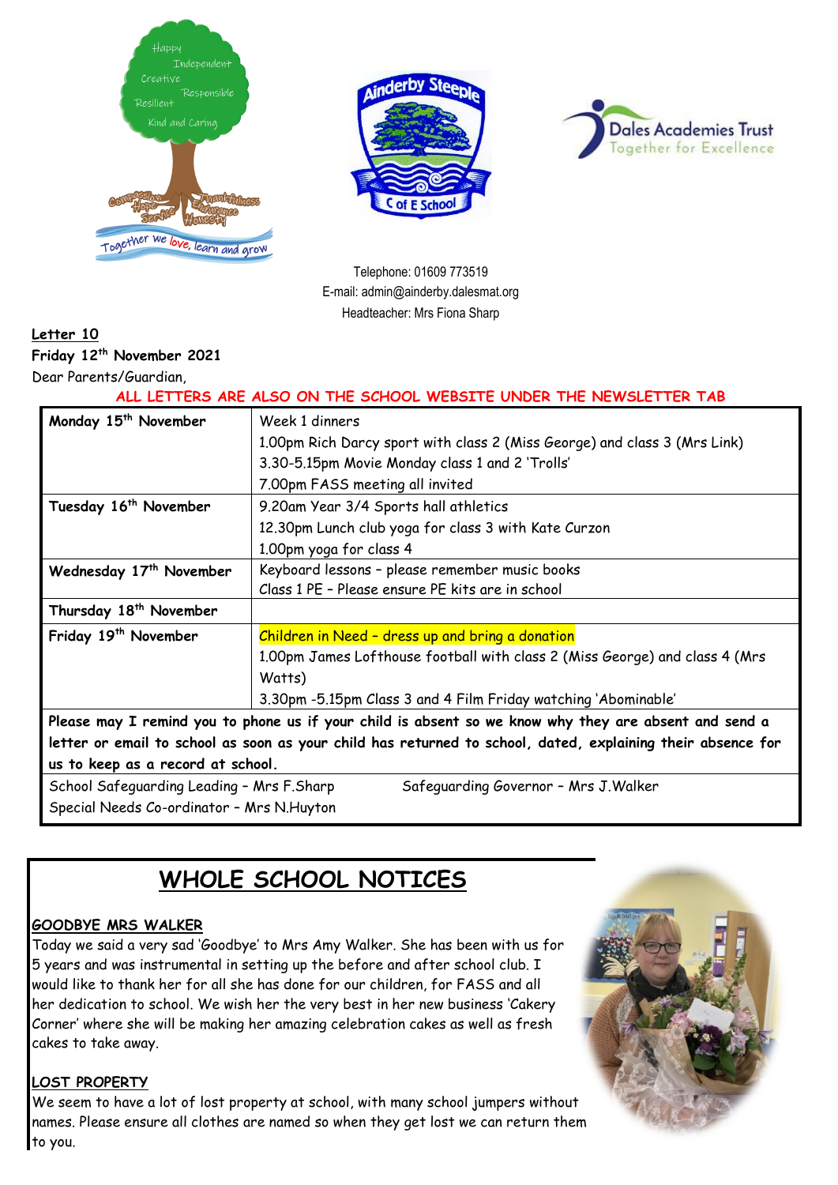Telephone: 01609 773519
E-mail: admin@ainderby.dalesmat.org
Headteacher: Mrs Fiona Sharp

**Letter 10**

**Friday 12th November 2021**

Dear Parents/Guardian,

**ALL LETTERS ARE ALSO ON THE SCHOOL WEBSITE UNDER THE NEWSLETTER TAB**

| | |
|---|---|
| **Monday 15th November** | Week 1 dinners<br>1.00pm Rich Darcy sport with class 2 (Miss George) and class 3 (Mrs Link)<br>3.30-5.15pm Movie Monday class 1 and 2 'Trolls'<br>7.00pm FASS meeting all invited |
| **Tuesday 16th November** | 9.20am Year 3/4 Sports hall athletics<br>12.30pm Lunch club yoga for class 3 with Kate Curzon<br>1.00pm yoga for class 4 |
| **Wednesday 17th November** | Keyboard lessons – please remember music books<br>Class 1 PE – Please ensure PE kits are in school |
| **Thursday 18th November** | |
| **Friday 19th November** | Children in Need – dress up and bring a donation<br>1.00pm James Lofthouse football with class 2 (Miss George) and class 4 (Mrs Watts)<br>3.30pm -5.15pm Class 3 and 4 Film Friday watching 'Abominable' |
| **Please may I remind you to phone us if your child is absent so we know why they are absent and send a letter or email to school as soon as your child has returned to school, dated, explaining their absence for us to keep as a record at school.** | |
| School Safeguarding Leading – Mrs F.Sharp<br>Special Needs Co-ordinator – Mrs N.Huyton | Safeguarding Governor – Mrs J.Walker |

# WHOLE SCHOOL NOTICES

**GOODBYE MRS WALKER**

Today we said a very sad 'Goodbye' to Mrs Amy Walker. She has been with us for 5 years and was instrumental in setting up the before and after school club. I would like to thank her for all she has done for our children, for FASS and all her dedication to school. We wish her the very best in her new business 'Cakery Corner' where she will be making her amazing celebration cakes as well as fresh cakes to take away.

**LOST PROPERTY**

We seem to have a lot of lost property at school, with many school jumpers without names. Please ensure all clothes are named so when they get lost we can return them to you.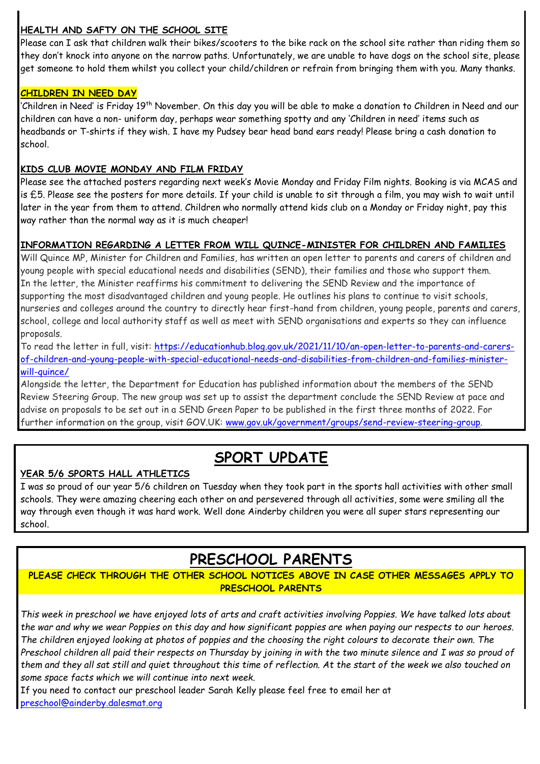### HEALTH AND SAFTY ON THE SCHOOL SITE

Please can I ask that children walk their bikes/scooters to the bike rack on the school site rather than riding them so they don't knock into anyone on the narrow paths. Unfortunately, we are unable to have dogs on the school site, please get someone to hold them whilst you collect your child/children or refrain from bringing them with you. Many thanks.

### CHILDREN IN NEED DAY

'Children in Need' is Friday 19th November. On this day you will be able to make a donation to Children in Need and our children can have a non- uniform day, perhaps wear something spotty and any 'Children in need' items such as headbands or T-shirts if they wish. I have my Pudsey bear head band ears ready! Please bring a cash donation to school.

### KIDS CLUB MOVIE MONDAY AND FILM FRIDAY

Please see the attached posters regarding next week's Movie Monday and Friday Film nights. Booking is via MCAS and is £5. Please see the posters for more details. If your child is unable to sit through a film, you may wish to wait until later in the year from them to attend. Children who normally attend kids club on a Monday or Friday night, pay this way rather than the normal way as it is much cheaper!

### INFORMATION REGARDING A LETTER FROM WILL QUINCE-MINISTER FOR CHILDREN AND FAMILIES

Will Quince MP, Minister for Children and Families, has written an open letter to parents and carers of children and young people with special educational needs and disabilities (SEND), their families and those who support them. In the letter, the Minister reaffirms his commitment to delivering the SEND Review and the importance of supporting the most disadvantaged children and young people. He outlines his plans to continue to visit schools, nurseries and colleges around the country to directly hear first-hand from children, young people, parents and carers, school, college and local authority staff as well as meet with SEND organisations and experts so they can influence proposals.

To read the letter in full, visit: https://educationhub.blog.gov.uk/2021/11/10/an-open-letter-to-parents-and-carers-of-children-and-young-people-with-special-educational-needs-and-disabilities-from-children-and-families-minister-will-quince/

Alongside the letter, the Department for Education has published information about the members of the SEND Review Steering Group. The new group was set up to assist the department conclude the SEND Review at pace and advise on proposals to be set out in a SEND Green Paper to be published in the first three months of 2022. For further information on the group, visit GOV.UK: www.gov.uk/government/groups/send-review-steering-group.

## SPORT UPDATE

### YEAR 5/6 SPORTS HALL ATHLETICS

I was so proud of our year 5/6 children on Tuesday when they took part in the sports hall activities with other small schools. They were amazing cheering each other on and persevered through all activities, some were smiling all the way through even though it was hard work. Well done Ainderby children you were all super stars representing our school.

## PRESCHOOL PARENTS

**PLEASE CHECK THROUGH THE OTHER SCHOOL NOTICES ABOVE IN CASE OTHER MESSAGES APPLY TO PRESCHOOL PARENTS**

*This week in preschool we have enjoyed lots of arts and craft activities involving Poppies. We have talked lots about the war and why we wear Poppies on this day and how significant poppies are when paying our respects to our heroes. The children enjoyed looking at photos of poppies and the choosing the right colours to decorate their own. The Preschool children all paid their respects on Thursday by joining in with the two minute silence and I was so proud of them and they all sat still and quiet throughout this time of reflection. At the start of the week we also touched on some space facts which we will continue into next week.*

If you need to contact our preschool leader Sarah Kelly please feel free to email her at preschool@ainderby.dalesmat.org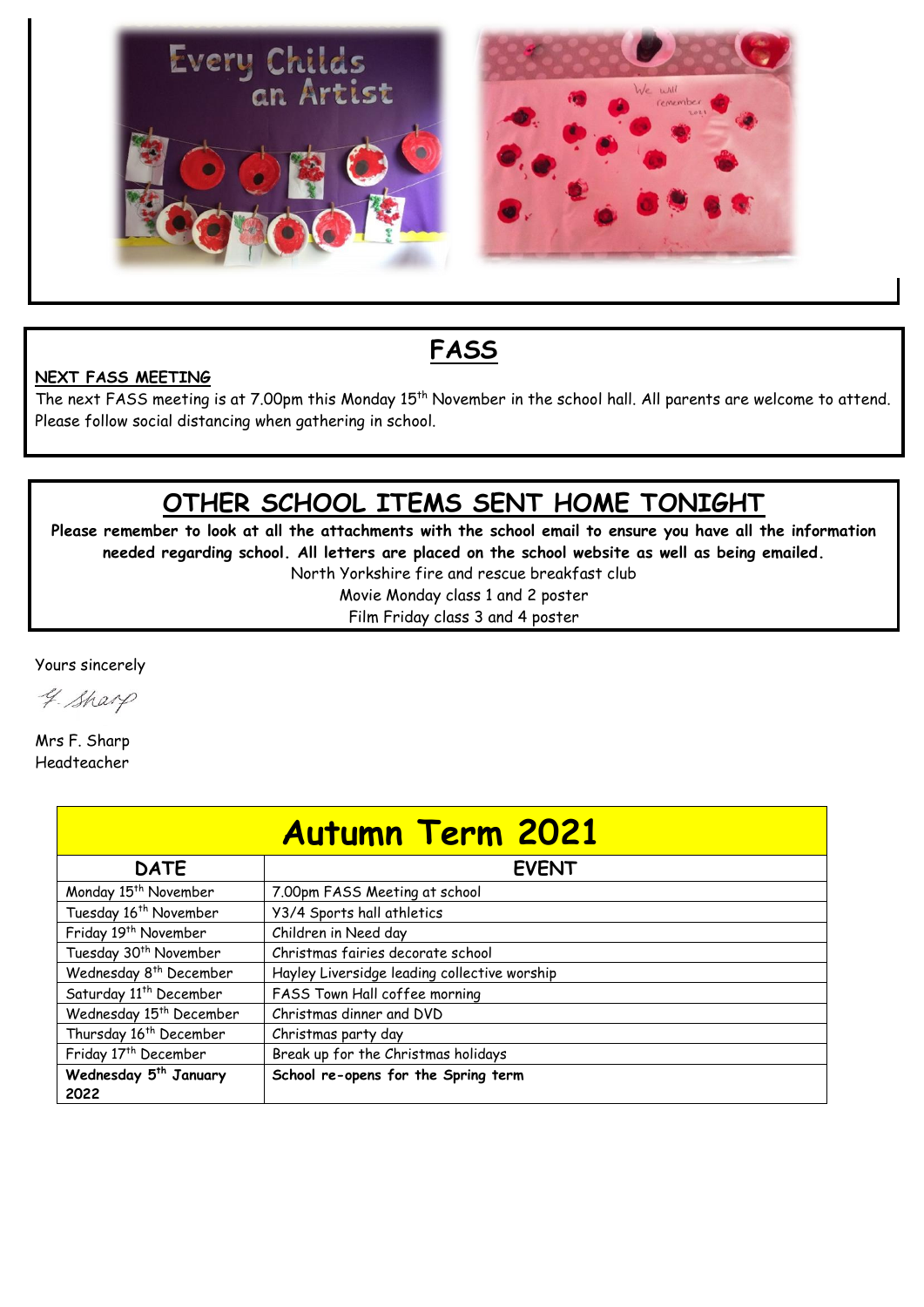## FASS

**NEXT FASS MEETING**

The next FASS meeting is at 7.00pm this Monday 15th November in the school hall. All parents are welcome to attend. Please follow social distancing when gathering in school.

## OTHER SCHOOL ITEMS SENT HOME TONIGHT

**Please remember to look at all the attachments with the school email to ensure you have all the information needed regarding school. All letters are placed on the school website as well as being emailed.**

North Yorkshire fire and rescue breakfast club

Movie Monday class 1 and 2 poster

Film Friday class 3 and 4 poster

Yours sincerely

F. Sharp

Mrs F. Sharp
Headteacher

# Autumn Term 2021

| DATE | EVENT |
|---|---|
| Monday 15th November | 7.00pm FASS Meeting at school |
| Tuesday 16th November | Y3/4 Sports hall athletics |
| Friday 19th November | Children in Need day |
| Tuesday 30th November | Christmas fairies decorate school |
| Wednesday 8th December | Hayley Liversidge leading collective worship |
| Saturday 11th December | FASS Town Hall coffee morning |
| Wednesday 15th December | Christmas dinner and DVD |
| Thursday 16th December | Christmas party day |
| Friday 17th December | Break up for the Christmas holidays |
| **Wednesday 5th January 2022** | **School re-opens for the Spring term** |